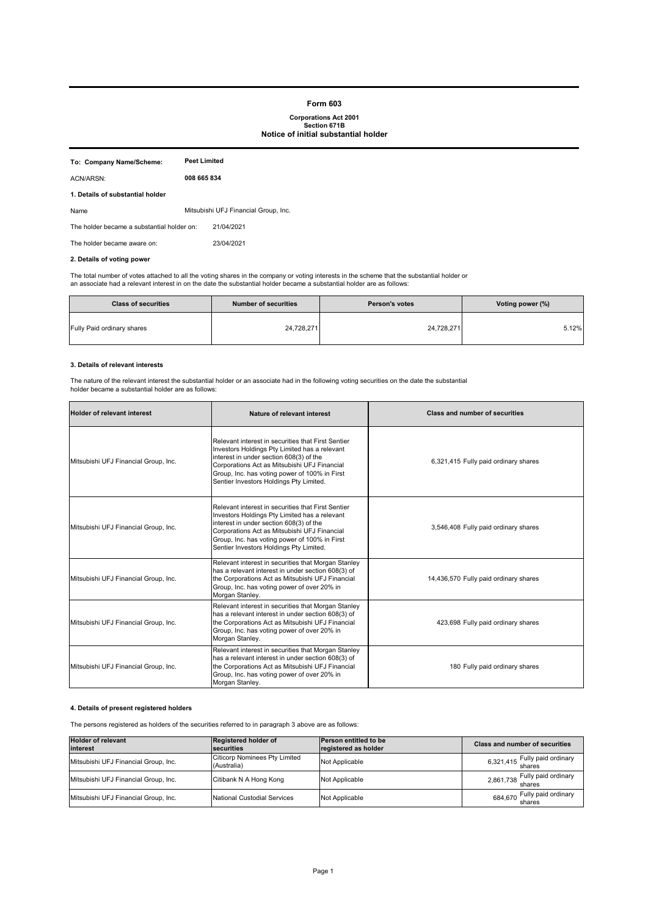# Form 603

**Corporations Act 2001**
**Section 671B**
**Notice of initial substantial holder**

**To: Company Name/Scheme:** **Peet Limited**

ACN/ARSN: **008 665 834**

**1. Details of substantial holder**

Name: Mitsubishi UFJ Financial Group, Inc.

The holder became a substantial holder on: 21/04/2021

The holder became aware on: 23/04/2021

**2. Details of voting power**

The total number of votes attached to all the voting shares in the company or voting interests in the scheme that the substantial holder or an associate had a relevant interest in on the date the substantial holder became a substantial holder are as follows:

| Class of securities | Number of securities | Person's votes | Voting power (%) |
|---|---|---|---|
| Fully Paid ordinary shares | 24,728,271 | 24,728,271 | 5.12% |

**3. Details of relevant interests**

The nature of the relevant interest the substantial holder or an associate had in the following voting securities on the date the substantial holder became a substantial holder are as follows:

| Holder of relevant interest | Nature of relevant interest | Class and number of securities |
|---|---|---|
| Mitsubishi UFJ Financial Group, Inc. | Relevant interest in securities that First Sentier Investors Holdings Pty Limited has a relevant interest in under section 608(3) of the Corporations Act as Mitsubishi UFJ Financial Group, Inc. has voting power of 100% in First Sentier Investors Holdings Pty Limited. | 6,321,415 Fully paid ordinary shares |
| Mitsubishi UFJ Financial Group, Inc. | Relevant interest in securities that First Sentier Investors Holdings Pty Limited has a relevant interest in under section 608(3) of the Corporations Act as Mitsubishi UFJ Financial Group, Inc. has voting power of 100% in First Sentier Investors Holdings Pty Limited. | 3,546,408 Fully paid ordinary shares |
| Mitsubishi UFJ Financial Group, Inc. | Relevant interest in securities that Morgan Stanley has a relevant interest in under section 608(3) of the Corporations Act as Mitsubishi UFJ Financial Group, Inc. has voting power of over 20% in Morgan Stanley. | 14,436,570 Fully paid ordinary shares |
| Mitsubishi UFJ Financial Group, Inc. | Relevant interest in securities that Morgan Stanley has a relevant interest in under section 608(3) of the Corporations Act as Mitsubishi UFJ Financial Group, Inc. has voting power of over 20% in Morgan Stanley. | 423,698 Fully paid ordinary shares |
| Mitsubishi UFJ Financial Group, Inc. | Relevant interest in securities that Morgan Stanley has a relevant interest in under section 608(3) of the Corporations Act as Mitsubishi UFJ Financial Group, Inc. has voting power of over 20% in Morgan Stanley. | 180 Fully paid ordinary shares |

**4. Details of present registered holders**

The persons registered as holders of the securities referred to in paragraph 3 above are as follows:

| Holder of relevant interest | Registered holder of securities | Person entitled to be registered as holder | Class and number of securities |
|---|---|---|---|
| Mitsubishi UFJ Financial Group, Inc. | Citicorp Nominees Pty Limited (Australia) | Not Applicable | 6,321,415 Fully paid ordinary shares |
| Mitsubishi UFJ Financial Group, Inc. | Citibank N A Hong Kong | Not Applicable | 2,861,738 Fully paid ordinary shares |
| Mitsubishi UFJ Financial Group, Inc. | National Custodial Services | Not Applicable | 684,670 Fully paid ordinary shares |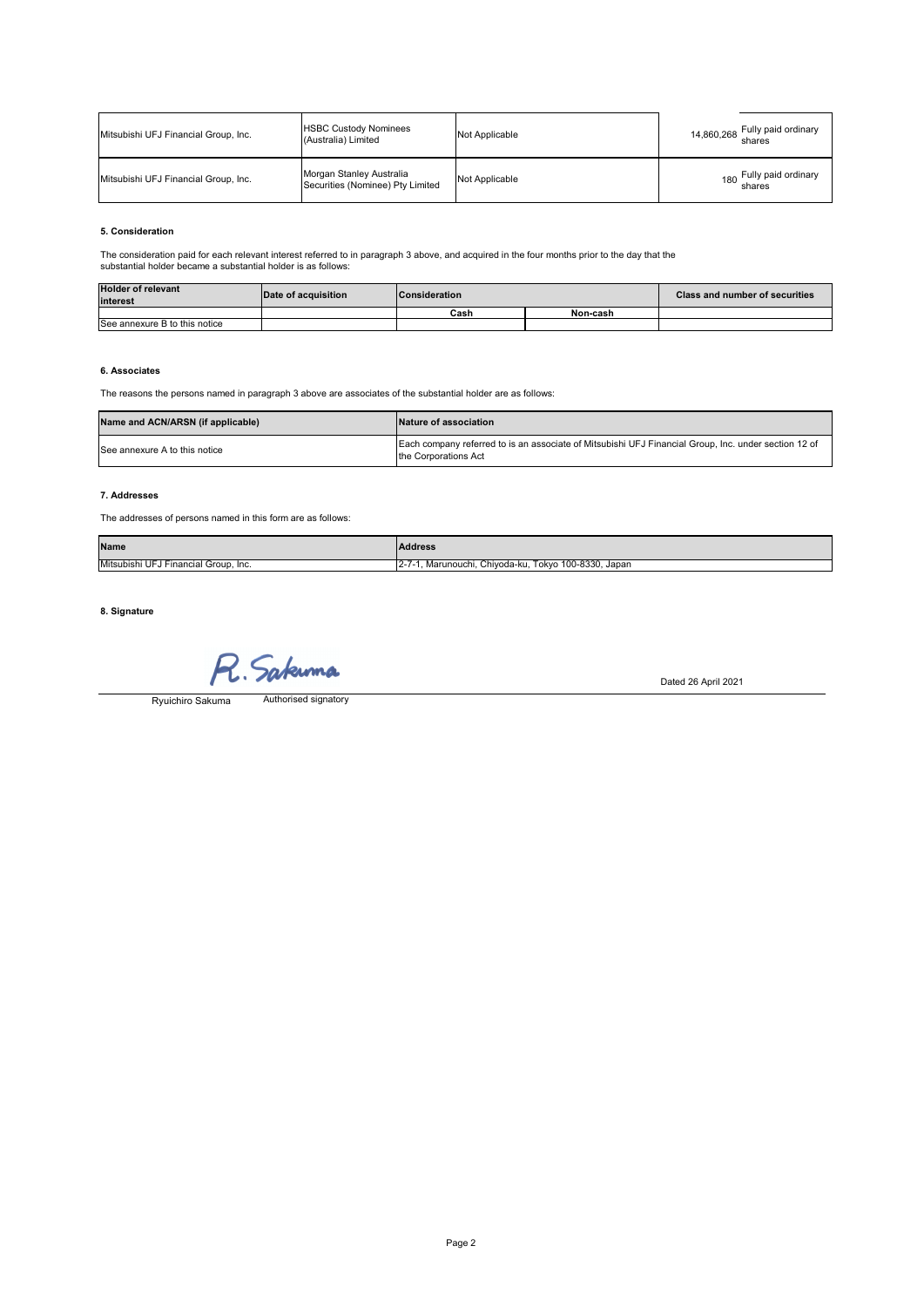| Mitsubishi UFJ Financial Group, Inc. | HSBC Custody Nominees (Australia) Limited | Not Applicable | 14,860,268 Fully paid ordinary shares |
|---|---|---|---|
| Mitsubishi UFJ Financial Group, Inc. | Morgan Stanley Australia Securities (Nominee) Pty Limited | Not Applicable | 180 Fully paid ordinary shares |

**5. Consideration**

The consideration paid for each relevant interest referred to in paragraph 3 above, and acquired in the four months prior to the day that the substantial holder became a substantial holder is as follows:

| Holder of relevant interest | Date of acquisition | Consideration | | Class and number of securities |
|---|---|---|---|---|
| | | Cash | Non-cash | |
| See annexure B to this notice | | | | |

**6. Associates**

The reasons the persons named in paragraph 3 above are associates of the substantial holder are as follows:

| Name and ACN/ARSN (if applicable) | Nature of association |
|---|---|
| See annexure A to this notice | Each company referred to is an associate of Mitsubishi UFJ Financial Group, Inc. under section 12 of the Corporations Act |

**7. Addresses**

The addresses of persons named in this form are as follows:

| Name | Address |
|---|---|
| Mitsubishi UFJ Financial Group, Inc. | 2-7-1, Marunouchi, Chiyoda-ku, Tokyo 100-8330, Japan |

**8. Signature**

R. Sakuma

Ryuichiro Sakuma Authorised signatory

Dated 26 April 2021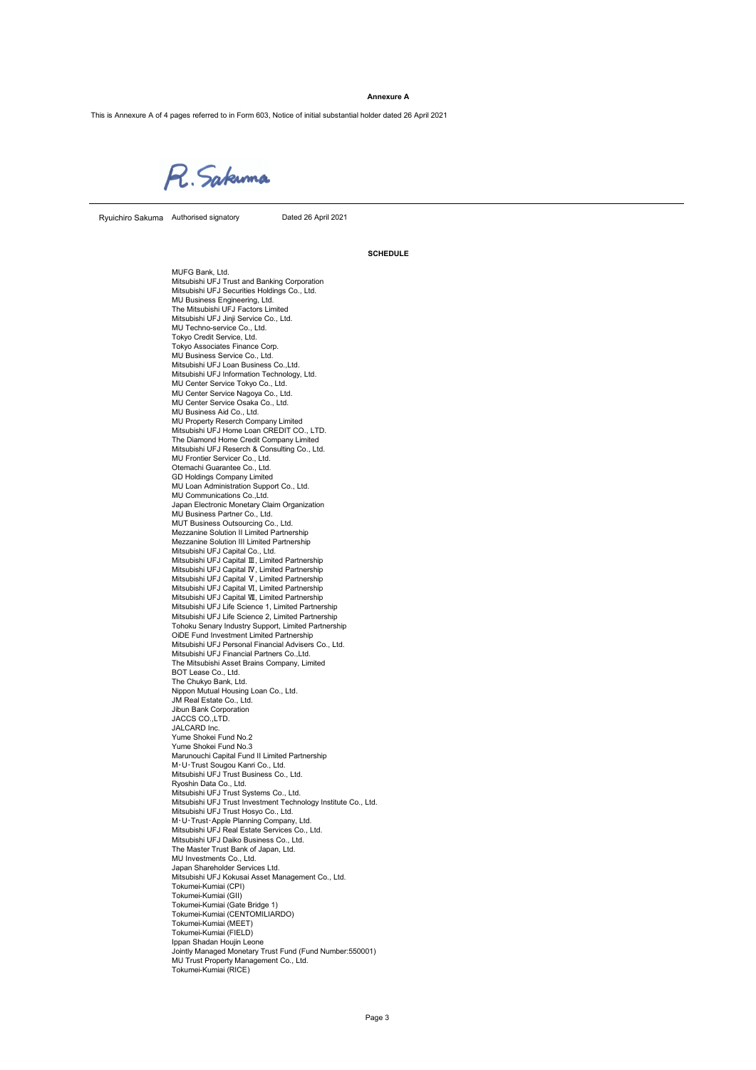**Annexure A**

This is Annexure A of 4 pages referred to in Form 603, Notice of initial substantial holder dated 26 April 2021

R. Sakuma

Ryuichiro Sakuma Authorised signatory Dated 26 April 2021

**SCHEDULE**

MUFG Bank, Ltd.
Mitsubishi UFJ Trust and Banking Corporation
Mitsubishi UFJ Securities Holdings Co., Ltd.
MU Business Engineering, Ltd.
The Mitsubishi UFJ Factors Limited
Mitsubishi UFJ Jinji Service Co., Ltd.
MU Techno-service Co., Ltd.
Tokyo Credit Service, Ltd.
Tokyo Associates Finance Corp.
MU Business Service Co., Ltd.
Mitsubishi UFJ Loan Business Co.,Ltd.
Mitsubishi UFJ Information Technology, Ltd.
MU Center Service Tokyo Co., Ltd.
MU Center Service Nagoya Co., Ltd.
MU Center Service Osaka Co., Ltd.
MU Business Aid Co., Ltd.
MU Property Reserch Company Limited
Mitsubishi UFJ Home Loan CREDIT CO., LTD.
The Diamond Home Credit Company Limited
Mitsubishi UFJ Reserch & Consulting Co., Ltd.
MU Frontier Servicer Co., Ltd.
Otemachi Guarantee Co., Ltd.
GD Holdings Company Limited
MU Loan Administration Support Co., Ltd.
MU Communications Co.,Ltd.
Japan Electronic Monetary Claim Organization
MU Business Partner Co., Ltd.
MUT Business Outsourcing Co., Ltd.
Mezzanine Solution II Limited Partnership
Mezzanine Solution III Limited Partnership
Mitsubishi UFJ Capital Co., Ltd.
Mitsubishi UFJ Capital Ⅲ, Limited Partnership
Mitsubishi UFJ Capital Ⅳ, Limited Partnership
Mitsubishi UFJ Capital Ⅴ, Limited Partnership
Mitsubishi UFJ Capital Ⅵ, Limited Partnership
Mitsubishi UFJ Capital Ⅶ, Limited Partnership
Mitsubishi UFJ Life Science 1, Limited Partnership
Mitsubishi UFJ Life Science 2, Limited Partnership
Tohoku Senary Industry Support, Limited Partnership
OiDE Fund Investment Limited Partnership
Mitsubishi UFJ Personal Financial Advisers Co., Ltd.
Mitsubishi UFJ Financial Partners Co.,Ltd.
The Mitsubishi Asset Brains Company, Limited
BOT Lease Co., Ltd.
The Chukyo Bank, Ltd.
Nippon Mutual Housing Loan Co., Ltd.
JM Real Estate Co., Ltd.
Jibun Bank Corporation
JACCS CO.,LTD.
JALCARD Inc.
Yume Shokei Fund No.2
Yume Shokei Fund No.3
Marunouchi Capital Fund II Limited Partnership
M･U･Trust Sougou Kanri Co., Ltd.
Mitsubishi UFJ Trust Business Co., Ltd.
Ryoshin Data Co., Ltd.
Mitsubishi UFJ Trust Systems Co., Ltd.
Mitsubishi UFJ Trust Investment Technology Institute Co., Ltd.
Mitsubishi UFJ Trust Hosyo Co., Ltd.
M･U･Trust･Apple Planning Company, Ltd.
Mitsubishi UFJ Real Estate Services Co., Ltd.
Mitsubishi UFJ Daiko Business Co., Ltd.
The Master Trust Bank of Japan, Ltd.
MU Investments Co., Ltd.
Japan Shareholder Services Ltd.
Mitsubishi UFJ Kokusai Asset Management Co., Ltd.
Tokumei-Kumiai (CPI)
Tokumei-Kumiai (GII)
Tokumei-Kumiai (Gate Bridge 1)
Tokumei-Kumiai (CENTOMILIARDO)
Tokumei-Kumiai (MEET)
Tokumei-Kumiai (FIELD)
Ippan Shadan Houjin Leone
Jointly Managed Monetary Trust Fund (Fund Number:550001)
MU Trust Property Management Co., Ltd.
Tokumei-Kumiai (RICE)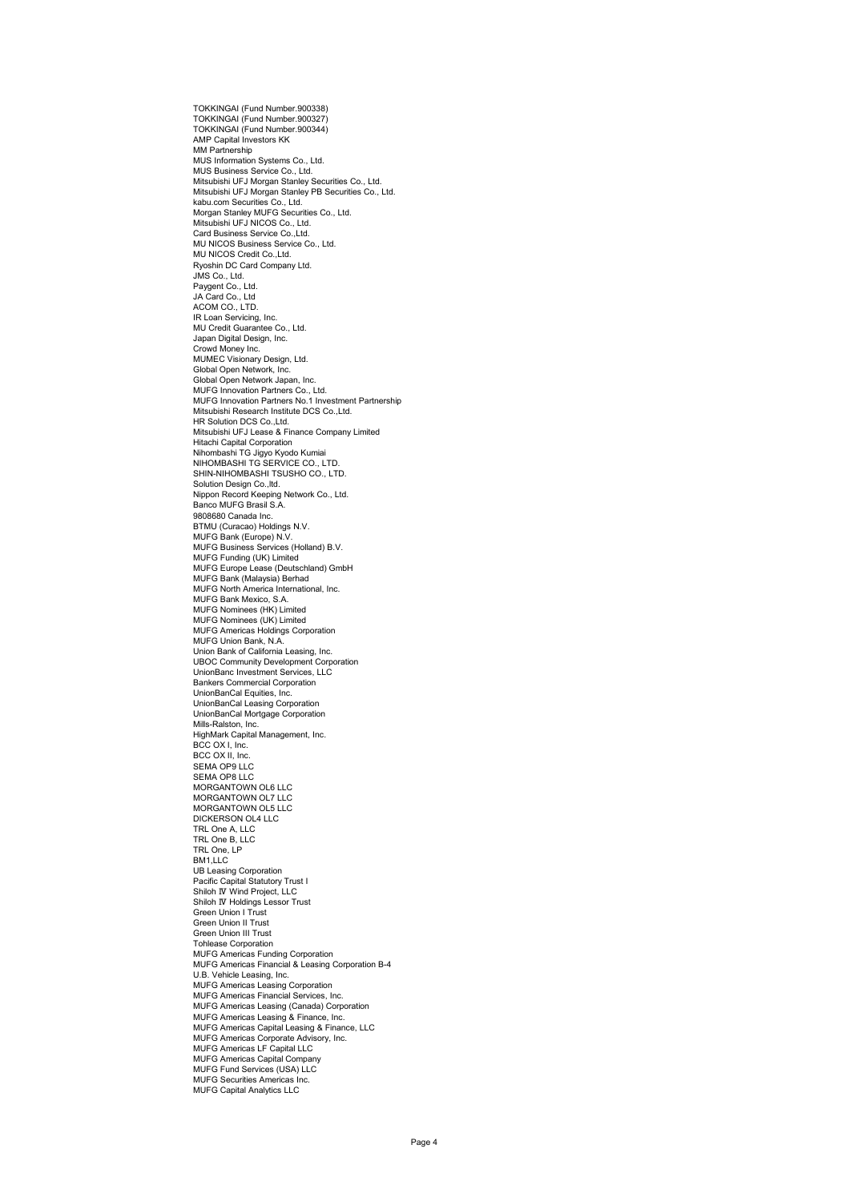TOKKINGAI (Fund Number.900338)
TOKKINGAI (Fund Number.900327)
TOKKINGAI (Fund Number.900344)
AMP Capital Investors KK
MM Partnership
MUS Information Systems Co., Ltd.
MUS Business Service Co., Ltd.
Mitsubishi UFJ Morgan Stanley Securities Co., Ltd.
Mitsubishi UFJ Morgan Stanley PB Securities Co., Ltd.
kabu.com Securities Co., Ltd.
Morgan Stanley MUFG Securities Co., Ltd.
Mitsubishi UFJ NICOS Co., Ltd.
Card Business Service Co.,Ltd.
MU NICOS Business Service Co., Ltd.
MU NICOS Credit Co.,Ltd.
Ryoshin DC Card Company Ltd.
JMS Co., Ltd.
Paygent Co., Ltd.
JA Card Co., Ltd
ACOM CO., LTD.
IR Loan Servicing, Inc.
MU Credit Guarantee Co., Ltd.
Japan Digital Design, Inc.
Crowd Money Inc.
MUMEC Visionary Design, Ltd.
Global Open Network, Inc.
Global Open Network Japan, Inc.
MUFG Innovation Partners Co., Ltd.
MUFG Innovation Partners No.1 Investment Partnership
Mitsubishi Research Institute DCS Co.,Ltd.
HR Solution DCS Co.,Ltd.
Mitsubishi UFJ Lease & Finance Company Limited
Hitachi Capital Corporation
Nihombashi TG Jigyo Kyodo Kumiai
NIHOMBASHI TG SERVICE CO., LTD.
SHIN-NIHOMBASHI TSUSHO CO., LTD.
Solution Design Co.,ltd.
Nippon Record Keeping Network Co., Ltd.
Banco MUFG Brasil S.A.
9808680 Canada Inc.
BTMU (Curacao) Holdings N.V.
MUFG Bank (Europe) N.V.
MUFG Business Services (Holland) B.V.
MUFG Funding (UK) Limited
MUFG Europe Lease (Deutschland) GmbH
MUFG Bank (Malaysia) Berhad
MUFG North America International, Inc.
MUFG Bank Mexico, S.A.
MUFG Nominees (HK) Limited
MUFG Nominees (UK) Limited
MUFG Americas Holdings Corporation
MUFG Union Bank, N.A.
Union Bank of California Leasing, Inc.
UBOC Community Development Corporation
UnionBanc Investment Services, LLC
Bankers Commercial Corporation
UnionBanCal Equities, Inc.
UnionBanCal Leasing Corporation
UnionBanCal Mortgage Corporation
Mills-Ralston, Inc.
HighMark Capital Management, Inc.
BCC OX I, Inc.
BCC OX II, Inc.
SEMA OP9 LLC
SEMA OP8 LLC
MORGANTOWN OL6 LLC
MORGANTOWN OL7 LLC
MORGANTOWN OL5 LLC
DICKERSON OL4 LLC
TRL One A, LLC
TRL One B, LLC
TRL One, LP
BM1,LLC
UB Leasing Corporation
Pacific Capital Statutory Trust I
Shiloh Ⅳ Wind Project, LLC
Shiloh Ⅳ Holdings Lessor Trust
Green Union I Trust
Green Union II Trust
Green Union III Trust
Tohlease Corporation
MUFG Americas Funding Corporation
MUFG Americas Financial & Leasing Corporation B-4
U.B. Vehicle Leasing, Inc.
MUFG Americas Leasing Corporation
MUFG Americas Financial Services, Inc.
MUFG Americas Leasing (Canada) Corporation
MUFG Americas Leasing & Finance, Inc.
MUFG Americas Capital Leasing & Finance, LLC
MUFG Americas Corporate Advisory, Inc.
MUFG Americas LF Capital LLC
MUFG Americas Capital Company
MUFG Fund Services (USA) LLC
MUFG Securities Americas Inc.
MUFG Capital Analytics LLC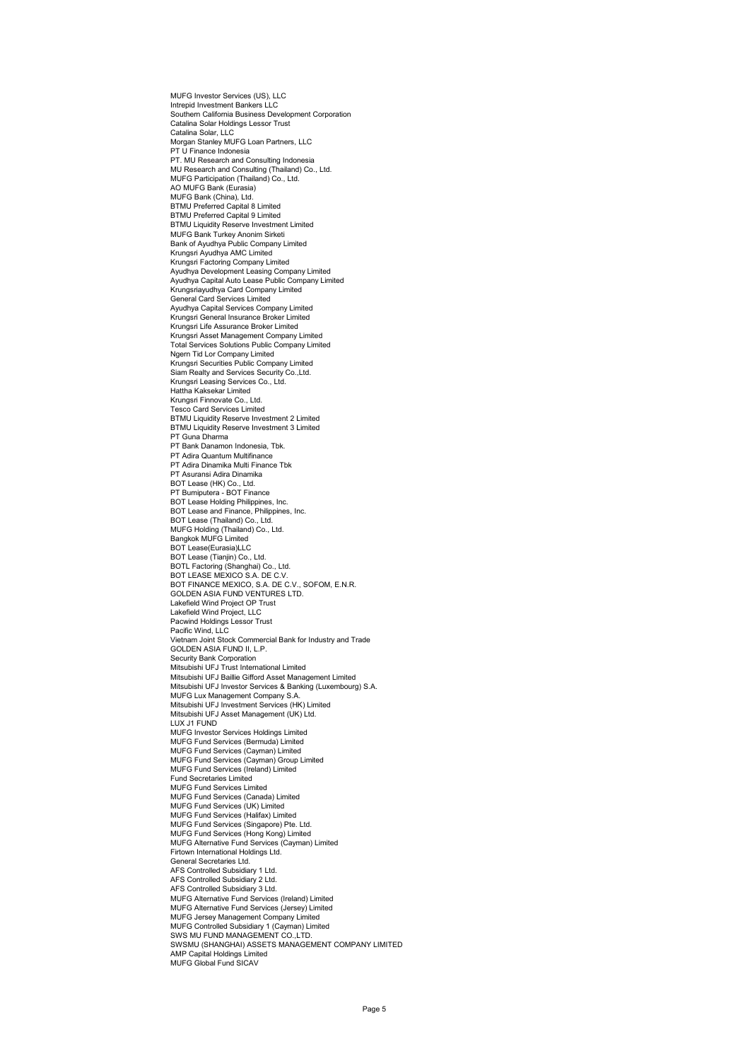MUFG Investor Services (US), LLC
Intrepid Investment Bankers LLC
Southern California Business Development Corporation
Catalina Solar Holdings Lessor Trust
Catalina Solar, LLC
Morgan Stanley MUFG Loan Partners, LLC
PT U Finance Indonesia
PT. MU Research and Consulting Indonesia
MU Research and Consulting (Thailand) Co., Ltd.
MUFG Participation (Thailand) Co., Ltd.
AO MUFG Bank (Eurasia)
MUFG Bank (China), Ltd.
BTMU Preferred Capital 8 Limited
BTMU Preferred Capital 9 Limited
BTMU Liquidity Reserve Investment Limited
MUFG Bank Turkey Anonim Sirketi
Bank of Ayudhya Public Company Limited
Krungsri Ayudhya AMC Limited
Krungsri Factoring Company Limited
Ayudhya Development Leasing Company Limited
Ayudhya Capital Auto Lease Public Company Limited
Krungsriayudhya Card Company Limited
General Card Services Limited
Ayudhya Capital Services Company Limited
Krungsri General Insurance Broker Limited
Krungsri Life Assurance Broker Limited
Krungsri Asset Management Company Limited
Total Services Solutions Public Company Limited
Ngern Tid Lor Company Limited
Krungsri Securities Public Company Limited
Siam Realty and Services Security Co.,Ltd.
Krungsri Leasing Services Co., Ltd.
Hattha Kaksekar Limited
Krungsri Finnovate Co., Ltd.
Tesco Card Services Limited
BTMU Liquidity Reserve Investment 2 Limited
BTMU Liquidity Reserve Investment 3 Limited
PT Guna Dharma
PT Bank Danamon Indonesia, Tbk.
PT Adira Quantum Multifinance
PT Adira Dinamika Multi Finance Tbk
PT Asuransi Adira Dinamika
BOT Lease (HK) Co., Ltd.
PT Bumiputera - BOT Finance
BOT Lease Holding Philippines, Inc.
BOT Lease and Finance, Philippines, Inc.
BOT Lease (Thailand) Co., Ltd.
MUFG Holding (Thailand) Co., Ltd.
Bangkok MUFG Limited
BOT Lease(Eurasia)LLC
BOT Lease (Tianjin) Co., Ltd.
BOTL Factoring (Shanghai) Co., Ltd.
BOT LEASE MEXICO S.A. DE C.V.
BOT FINANCE MEXICO, S.A. DE C.V., SOFOM, E.N.R.
GOLDEN ASIA FUND VENTURES LTD.
Lakefield Wind Project OP Trust
Lakefield Wind Project, LLC
Pacwind Holdings Lessor Trust
Pacific Wind, LLC
Vietnam Joint Stock Commercial Bank for Industry and Trade
GOLDEN ASIA FUND II, L.P.
Security Bank Corporation
Mitsubishi UFJ Trust International Limited
Mitsubishi UFJ Baillie Gifford Asset Management Limited
Mitsubishi UFJ Investor Services & Banking (Luxembourg) S.A.
MUFG Lux Management Company S.A.
Mitsubishi UFJ Investment Services (HK) Limited
Mitsubishi UFJ Asset Management (UK) Ltd.
LUX J1 FUND
MUFG Investor Services Holdings Limited
MUFG Fund Services (Bermuda) Limited
MUFG Fund Services (Cayman) Limited
MUFG Fund Services (Cayman) Group Limited
MUFG Fund Services (Ireland) Limited
Fund Secretaries Limited
MUFG Fund Services Limited
MUFG Fund Services (Canada) Limited
MUFG Fund Services (UK) Limited
MUFG Fund Services (Halifax) Limited
MUFG Fund Services (Singapore) Pte. Ltd.
MUFG Fund Services (Hong Kong) Limited
MUFG Alternative Fund Services (Cayman) Limited
Firtown International Holdings Ltd.
General Secretaries Ltd.
AFS Controlled Subsidiary 1 Ltd.
AFS Controlled Subsidiary 2 Ltd.
AFS Controlled Subsidiary 3 Ltd.
MUFG Alternative Fund Services (Ireland) Limited
MUFG Alternative Fund Services (Jersey) Limited
MUFG Jersey Management Company Limited
MUFG Controlled Subsidiary 1 (Cayman) Limited
SWS MU FUND MANAGEMENT CO.,LTD.
SWSMU (SHANGHAI) ASSETS MANAGEMENT COMPANY LIMITED
AMP Capital Holdings Limited
MUFG Global Fund SICAV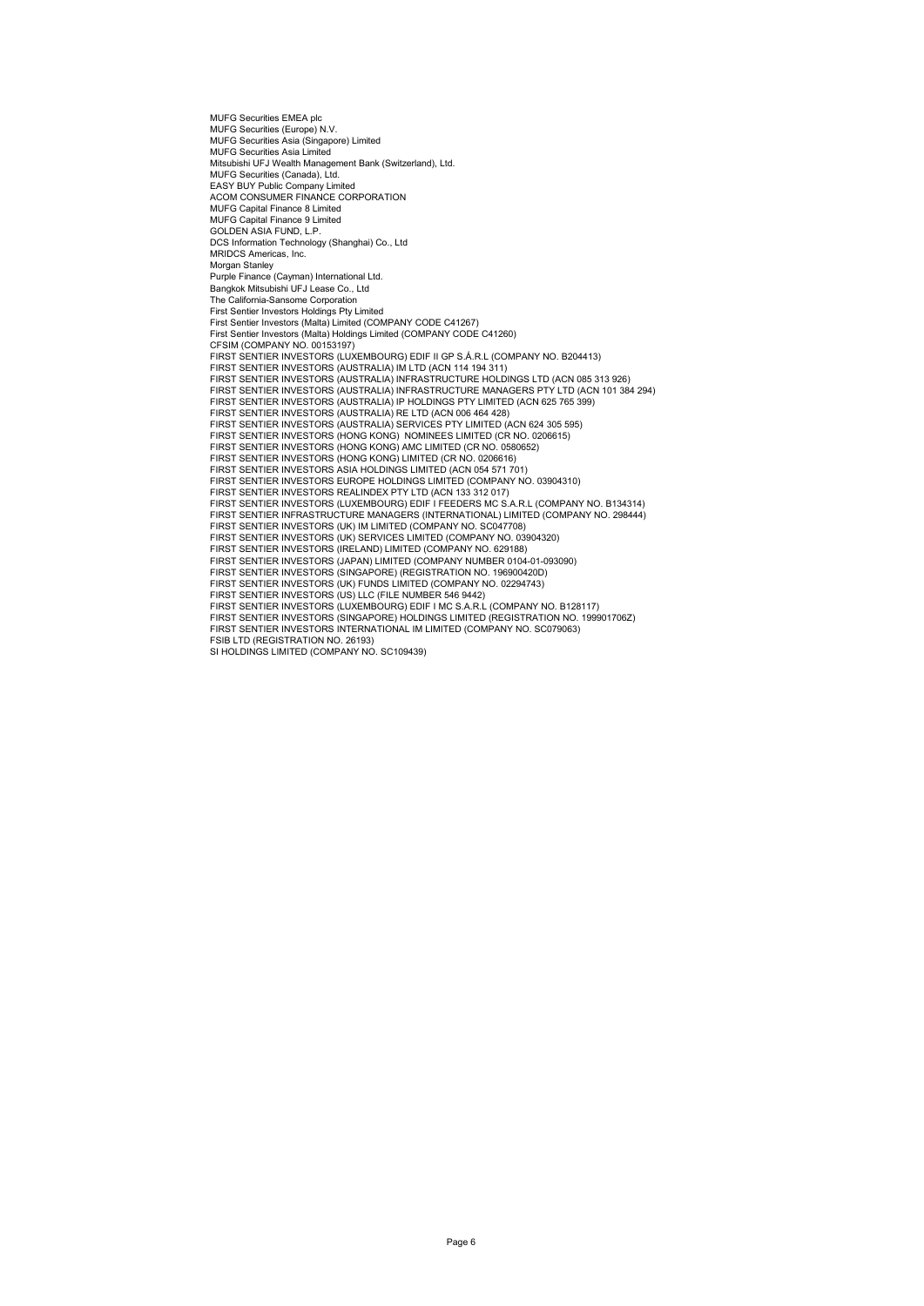MUFG Securities EMEA plc
MUFG Securities (Europe) N.V.
MUFG Securities Asia (Singapore) Limited
MUFG Securities Asia Limited
Mitsubishi UFJ Wealth Management Bank (Switzerland), Ltd.
MUFG Securities (Canada), Ltd.
EASY BUY Public Company Limited
ACOM CONSUMER FINANCE CORPORATION
MUFG Capital Finance 8 Limited
MUFG Capital Finance 9 Limited
GOLDEN ASIA FUND, L.P.
DCS Information Technology (Shanghai) Co., Ltd
MRIDCS Americas, Inc.
Morgan Stanley
Purple Finance (Cayman) International Ltd.
Bangkok Mitsubishi UFJ Lease Co., Ltd
The California-Sansome Corporation
First Sentier Investors Holdings Pty Limited
First Sentier Investors (Malta) Limited (COMPANY CODE C41267)
First Sentier Investors (Malta) Holdings Limited (COMPANY CODE C41260)
CFSIM (COMPANY NO. 00153197)
FIRST SENTIER INVESTORS (LUXEMBOURG) EDIF II GP S.Á.R.L (COMPANY NO. B204413)
FIRST SENTIER INVESTORS (AUSTRALIA) IM LTD (ACN 114 194 311)
FIRST SENTIER INVESTORS (AUSTRALIA) INFRASTRUCTURE HOLDINGS LTD (ACN 085 313 926)
FIRST SENTIER INVESTORS (AUSTRALIA) INFRASTRUCTURE MANAGERS PTY LTD (ACN 101 384 294)
FIRST SENTIER INVESTORS (AUSTRALIA) IP HOLDINGS PTY LIMITED (ACN 625 765 399)
FIRST SENTIER INVESTORS (AUSTRALIA) RE LTD (ACN 006 464 428)
FIRST SENTIER INVESTORS (AUSTRALIA) SERVICES PTY LIMITED (ACN 624 305 595)
FIRST SENTIER INVESTORS (HONG KONG) NOMINEES LIMITED (CR NO. 0206615)
FIRST SENTIER INVESTORS (HONG KONG) AMC LIMITED (CR NO. 0580652)
FIRST SENTIER INVESTORS (HONG KONG) LIMITED (CR NO. 0206616)
FIRST SENTIER INVESTORS ASIA HOLDINGS LIMITED (ACN 054 571 701)
FIRST SENTIER INVESTORS EUROPE HOLDINGS LIMITED (COMPANY NO. 03904310)
FIRST SENTIER INVESTORS REALINDEX PTY LTD (ACN 133 312 017)
FIRST SENTIER INVESTORS (LUXEMBOURG) EDIF I FEEDERS MC S.A.R.L (COMPANY NO. B134314)
FIRST SENTIER INFRASTRUCTURE MANAGERS (INTERNATIONAL) LIMITED (COMPANY NO. 298444)
FIRST SENTIER INVESTORS (UK) IM LIMITED (COMPANY NO. SC047708)
FIRST SENTIER INVESTORS (UK) SERVICES LIMITED (COMPANY NO. 03904320)
FIRST SENTIER INVESTORS (IRELAND) LIMITED (COMPANY NO. 629188)
FIRST SENTIER INVESTORS (JAPAN) LIMITED (COMPANY NUMBER 0104-01-093090)
FIRST SENTIER INVESTORS (SINGAPORE) (REGISTRATION NO. 196900420D)
FIRST SENTIER INVESTORS (UK) FUNDS LIMITED (COMPANY NO. 02294743)
FIRST SENTIER INVESTORS (US) LLC (FILE NUMBER 546 9442)
FIRST SENTIER INVESTORS (LUXEMBOURG) EDIF I MC S.A.R.L (COMPANY NO. B128117)
FIRST SENTIER INVESTORS (SINGAPORE) HOLDINGS LIMITED (REGISTRATION NO. 199901706Z)
FIRST SENTIER INVESTORS INTERNATIONAL IM LIMITED (COMPANY NO. SC079063)
FSIB LTD (REGISTRATION NO. 26193)
SI HOLDINGS LIMITED (COMPANY NO. SC109439)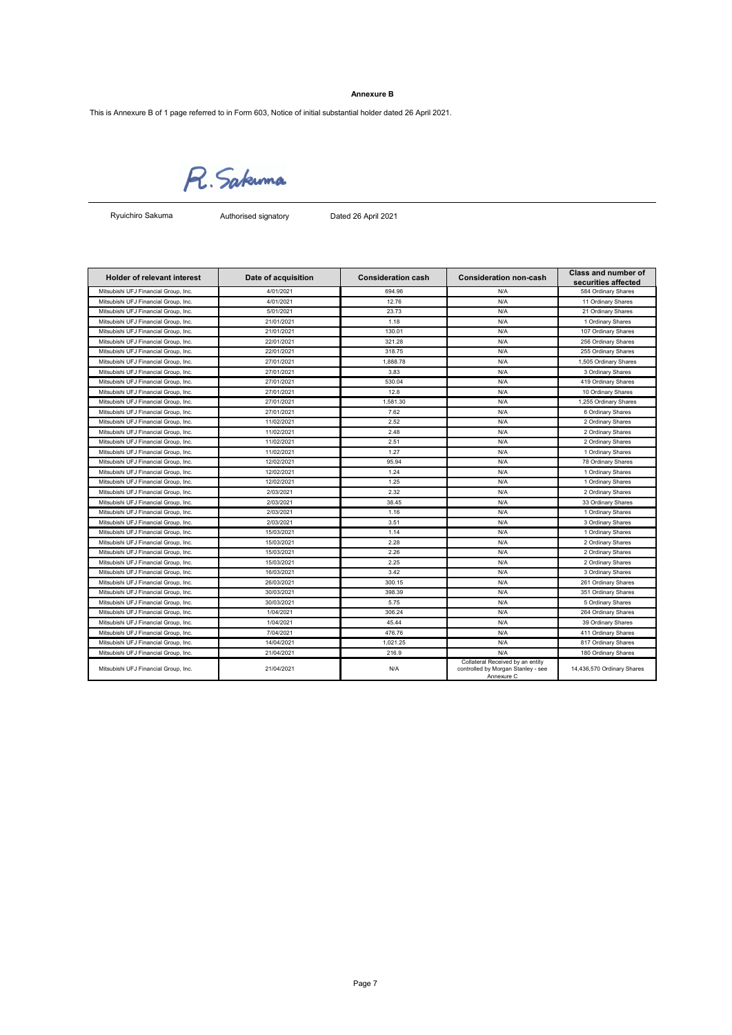**Annexure B**

This is Annexure B of 1 page referred to in Form 603, Notice of initial substantial holder dated 26 April 2021.

R. Sakuma

Ryuichiro Sakuma | Authorised signatory | Dated 26 April 2021

| Holder of relevant interest | Date of acquisition | Consideration cash | Consideration non-cash | Class and number of securities affected |
|---|---|---|---|---|
| Mitsubishi UFJ Financial Group, Inc. | 4/01/2021 | 694.96 | N/A | 584 Ordinary Shares |
| Mitsubishi UFJ Financial Group, Inc. | 4/01/2021 | 12.76 | N/A | 11 Ordinary Shares |
| Mitsubishi UFJ Financial Group, Inc. | 5/01/2021 | 23.73 | N/A | 21 Ordinary Shares |
| Mitsubishi UFJ Financial Group, Inc. | 21/01/2021 | 1.18 | N/A | 1 Ordinary Shares |
| Mitsubishi UFJ Financial Group, Inc. | 21/01/2021 | 130.01 | N/A | 107 Ordinary Shares |
| Mitsubishi UFJ Financial Group, Inc. | 22/01/2021 | 321.28 | N/A | 256 Ordinary Shares |
| Mitsubishi UFJ Financial Group, Inc. | 22/01/2021 | 318.75 | N/A | 255 Ordinary Shares |
| Mitsubishi UFJ Financial Group, Inc. | 27/01/2021 | 1,888.78 | N/A | 1,505 Ordinary Shares |
| Mitsubishi UFJ Financial Group, Inc. | 27/01/2021 | 3.83 | N/A | 3 Ordinary Shares |
| Mitsubishi UFJ Financial Group, Inc. | 27/01/2021 | 530.04 | N/A | 419 Ordinary Shares |
| Mitsubishi UFJ Financial Group, Inc. | 27/01/2021 | 12.8 | N/A | 10 Ordinary Shares |
| Mitsubishi UFJ Financial Group, Inc. | 27/01/2021 | 1,581.30 | N/A | 1,255 Ordinary Shares |
| Mitsubishi UFJ Financial Group, Inc. | 27/01/2021 | 7.62 | N/A | 6 Ordinary Shares |
| Mitsubishi UFJ Financial Group, Inc. | 11/02/2021 | 2.52 | N/A | 2 Ordinary Shares |
| Mitsubishi UFJ Financial Group, Inc. | 11/02/2021 | 2.48 | N/A | 2 Ordinary Shares |
| Mitsubishi UFJ Financial Group, Inc. | 11/02/2021 | 2.51 | N/A | 2 Ordinary Shares |
| Mitsubishi UFJ Financial Group, Inc. | 11/02/2021 | 1.27 | N/A | 1 Ordinary Shares |
| Mitsubishi UFJ Financial Group, Inc. | 12/02/2021 | 95.94 | N/A | 78 Ordinary Shares |
| Mitsubishi UFJ Financial Group, Inc. | 12/02/2021 | 1.24 | N/A | 1 Ordinary Shares |
| Mitsubishi UFJ Financial Group, Inc. | 12/02/2021 | 1.25 | N/A | 1 Ordinary Shares |
| Mitsubishi UFJ Financial Group, Inc. | 2/03/2021 | 2.32 | N/A | 2 Ordinary Shares |
| Mitsubishi UFJ Financial Group, Inc. | 2/03/2021 | 38.45 | N/A | 33 Ordinary Shares |
| Mitsubishi UFJ Financial Group, Inc. | 2/03/2021 | 1.16 | N/A | 1 Ordinary Shares |
| Mitsubishi UFJ Financial Group, Inc. | 2/03/2021 | 3.51 | N/A | 3 Ordinary Shares |
| Mitsubishi UFJ Financial Group, Inc. | 15/03/2021 | 1.14 | N/A | 1 Ordinary Shares |
| Mitsubishi UFJ Financial Group, Inc. | 15/03/2021 | 2.28 | N/A | 2 Ordinary Shares |
| Mitsubishi UFJ Financial Group, Inc. | 15/03/2021 | 2.26 | N/A | 2 Ordinary Shares |
| Mitsubishi UFJ Financial Group, Inc. | 15/03/2021 | 2.25 | N/A | 2 Ordinary Shares |
| Mitsubishi UFJ Financial Group, Inc. | 16/03/2021 | 3.42 | N/A | 3 Ordinary Shares |
| Mitsubishi UFJ Financial Group, Inc. | 26/03/2021 | 300.15 | N/A | 261 Ordinary Shares |
| Mitsubishi UFJ Financial Group, Inc. | 30/03/2021 | 398.39 | N/A | 351 Ordinary Shares |
| Mitsubishi UFJ Financial Group, Inc. | 30/03/2021 | 5.75 | N/A | 5 Ordinary Shares |
| Mitsubishi UFJ Financial Group, Inc. | 1/04/2021 | 306.24 | N/A | 264 Ordinary Shares |
| Mitsubishi UFJ Financial Group, Inc. | 1/04/2021 | 45.44 | N/A | 39 Ordinary Shares |
| Mitsubishi UFJ Financial Group, Inc. | 7/04/2021 | 476.76 | N/A | 411 Ordinary Shares |
| Mitsubishi UFJ Financial Group, Inc. | 14/04/2021 | 1,021.25 | N/A | 817 Ordinary Shares |
| Mitsubishi UFJ Financial Group, Inc. | 21/04/2021 | 216.9 | N/A | 180 Ordinary Shares |
| Mitsubishi UFJ Financial Group, Inc. | 21/04/2021 | N/A | Collateral Received by an entity controlled by Morgan Stanley - see Annexure C | 14,436,570 Ordinary Shares |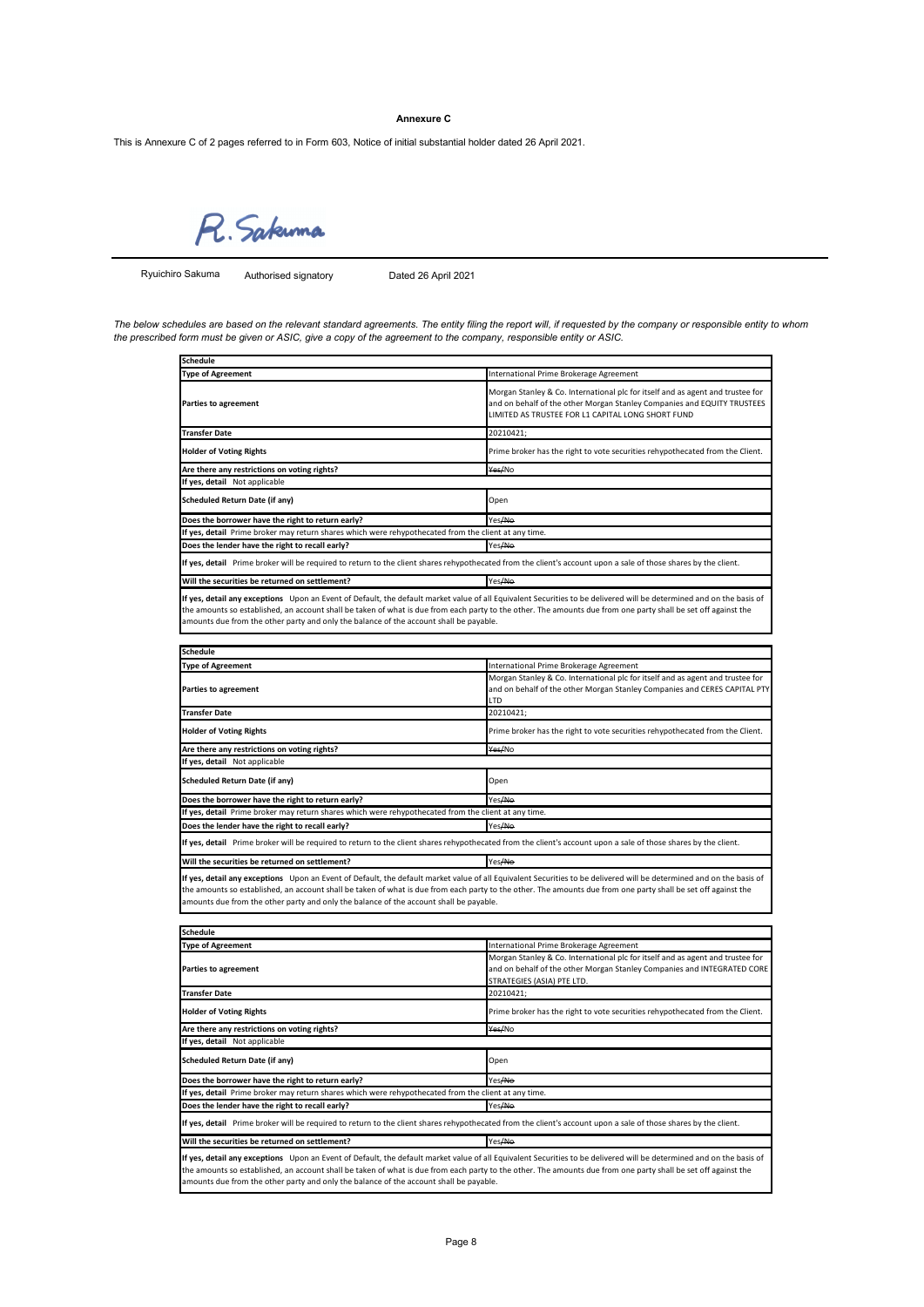**Annexure C**

This is Annexure C of 2 pages referred to in Form 603, Notice of initial substantial holder dated 26 April 2021.

R. Sakuma

Ryuichiro Sakuma | Authorised signatory | Dated 26 April 2021

*The below schedules are based on the relevant standard agreements. The entity filing the report will, if requested by the company or responsible entity to whom the prescribed form must be given or ASIC, give a copy of the agreement to the company, responsible entity or ASIC.*

| Schedule | |
|---|---|
| **Type of Agreement** | International Prime Brokerage Agreement |
| **Parties to agreement** | Morgan Stanley & Co. International plc for itself and as agent and trustee for and on behalf of the other Morgan Stanley Companies and EQUITY TRUSTEES LIMITED AS TRUSTEE FOR L1 CAPITAL LONG SHORT FUND |
| **Transfer Date** | 20210421; |
| **Holder of Voting Rights** | Prime broker has the right to vote securities rehypothecated from the Client. |
| **Are there any restrictions on voting rights?** | ~~Yes~~/No |
| **If yes, detail** Not applicable | |
| **Scheduled Return Date (if any)** | Open |
| **Does the borrower have the right to return early?** | Yes/~~No~~ |
| **If yes, detail** Prime broker may return shares which were rehypothecated from the client at any time. | |
| **Does the lender have the right to recall early?** | Yes/~~No~~ |
| **If yes, detail** Prime broker will be required to return to the client shares rehypothecated from the client's account upon a sale of those shares by the client. | |
| **Will the securities be returned on settlement?** | Yes/~~No~~ |
| **If yes, detail any exceptions** Upon an Event of Default, the default market value of all Equivalent Securities to be delivered will be determined and on the basis of the amounts so established, an account shall be taken of what is due from each party to the other. The amounts due from one party shall be set off against the amounts due from the other party and only the balance of the account shall be payable. | |

| Schedule | |
|---|---|
| **Type of Agreement** | International Prime Brokerage Agreement |
| **Parties to agreement** | Morgan Stanley & Co. International plc for itself and as agent and trustee for and on behalf of the other Morgan Stanley Companies and CERES CAPITAL PTY LTD |
| **Transfer Date** | 20210421; |
| **Holder of Voting Rights** | Prime broker has the right to vote securities rehypothecated from the Client. |
| **Are there any restrictions on voting rights?** | ~~Yes~~/No |
| **If yes, detail** Not applicable | |
| **Scheduled Return Date (if any)** | Open |
| **Does the borrower have the right to return early?** | Yes/~~No~~ |
| **If yes, detail** Prime broker may return shares which were rehypothecated from the client at any time. | |
| **Does the lender have the right to recall early?** | Yes/~~No~~ |
| **If yes, detail** Prime broker will be required to return to the client shares rehypothecated from the client's account upon a sale of those shares by the client. | |
| **Will the securities be returned on settlement?** | Yes/~~No~~ |
| **If yes, detail any exceptions** Upon an Event of Default, the default market value of all Equivalent Securities to be delivered will be determined and on the basis of the amounts so established, an account shall be taken of what is due from each party to the other. The amounts due from one party shall be set off against the amounts due from the other party and only the balance of the account shall be payable. | |

| Schedule | |
|---|---|
| **Type of Agreement** | International Prime Brokerage Agreement |
| **Parties to agreement** | Morgan Stanley & Co. International plc for itself and as agent and trustee for and on behalf of the other Morgan Stanley Companies and INTEGRATED CORE STRATEGIES (ASIA) PTE LTD. |
| **Transfer Date** | 20210421; |
| **Holder of Voting Rights** | Prime broker has the right to vote securities rehypothecated from the Client. |
| **Are there any restrictions on voting rights?** | ~~Yes~~/No |
| **If yes, detail** Not applicable | |
| **Scheduled Return Date (if any)** | Open |
| **Does the borrower have the right to return early?** | Yes/~~No~~ |
| **If yes, detail** Prime broker may return shares which were rehypothecated from the client at any time. | |
| **Does the lender have the right to recall early?** | Yes/~~No~~ |
| **If yes, detail** Prime broker will be required to return to the client shares rehypothecated from the client's account upon a sale of those shares by the client. | |
| **Will the securities be returned on settlement?** | Yes/~~No~~ |
| **If yes, detail any exceptions** Upon an Event of Default, the default market value of all Equivalent Securities to be delivered will be determined and on the basis of the amounts so established, an account shall be taken of what is due from each party to the other. The amounts due from one party shall be set off against the amounts due from the other party and only the balance of the account shall be payable. | |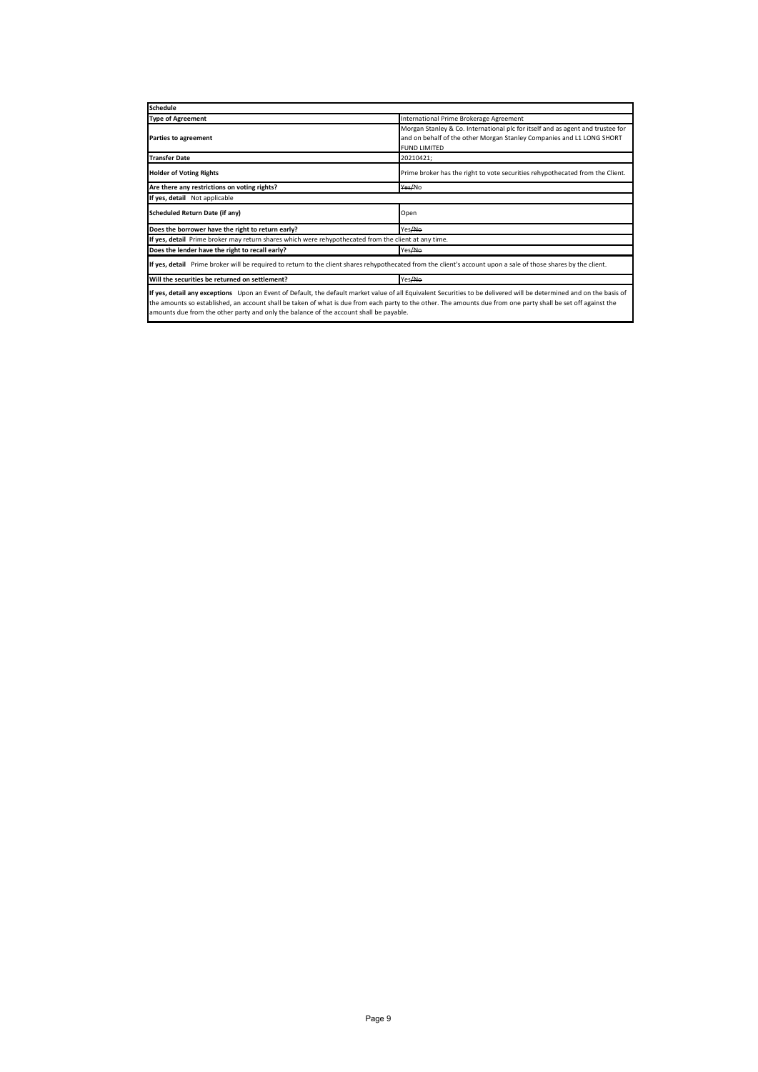| Schedule | |
| --- | --- |
| **Type of Agreement** | International Prime Brokerage Agreement |
| **Parties to agreement** | Morgan Stanley & Co. International plc for itself and as agent and trustee for and on behalf of the other Morgan Stanley Companies and L1 LONG SHORT FUND LIMITED |
| **Transfer Date** | 20210421; |
| **Holder of Voting Rights** | Prime broker has the right to vote securities rehypothecated from the Client. |
| **Are there any restrictions on voting rights?** | ~~Yes~~/No |
| **If yes, detail** Not applicable | |
| **Scheduled Return Date (if any)** | Open |
| **Does the borrower have the right to return early?** | Yes/~~No~~ |
| **If yes, detail** Prime broker may return shares which were rehypothecated from the client at any time. | |
| **Does the lender have the right to recall early?** | Yes/~~No~~ |
| **If yes, detail** Prime broker will be required to return to the client shares rehypothecated from the client's account upon a sale of those shares by the client. | |
| **Will the securities be returned on settlement?** | Yes/~~No~~ |
| **If yes, detail any exceptions** Upon an Event of Default, the default market value of all Equivalent Securities to be delivered will be determined and on the basis of the amounts so established, an account shall be taken of what is due from each party to the other. The amounts due from one party shall be set off against the amounts due from the other party and only the balance of the account shall be payable. | |